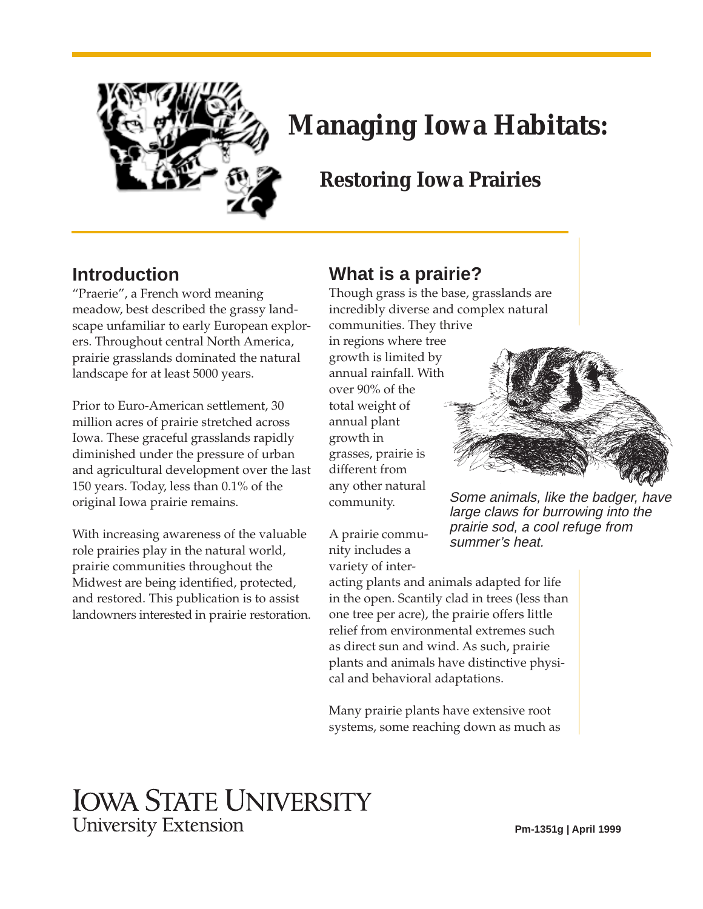# Managing Iowa Habitats:

## Restoring Iowa Prairies

### Introduction

"Praerie", a French word meaning meadow, best described the grassy landscape unfamiliar to early European explorers. Throughout central North America, prairie grasslands dominated the natural landscape for at least 5000 years.

Prior to Euro-American settlement, 30 million acres of prairie stretched across Iowa. These graceful grasslands rapidly diminished under the pressure of urban and agricultural development over the last 150 years. Today, less than 0.1% of the original Iowa prairie remains.

With increasing awareness of the valuable role prairies play in the natural world, prairie communities throughout the Midwest are being identified, protected, and restored. This publication is to assist landowners interested in prairie restoration.

### What is a prairie?

Though grass is the base, grasslands are incredibly diverse and complex natural communities. They thrive in regions where tree growth is limited by annual rainfall. With over 90% of the total weight of annual plant growth in grasses, prairie is different from any other natural community.

*Some animals, like the badger, have large claws for burrowing into the prairie sod, a cool refuge from summer's heat.*

A prairie community includes a variety of interacting plants and animals adapted for life in the open. Scantily clad in trees (less than one tree per acre), the prairie offers little relief from environmental extremes such as direct sun and wind. As such, prairie plants and animals have distinctive physical and behavioral adaptations.

Many prairie plants have extensive root systems, some reaching down as much as

IOWA STATE UNIVERSITY
University Extension

Pm-1351g | April 1999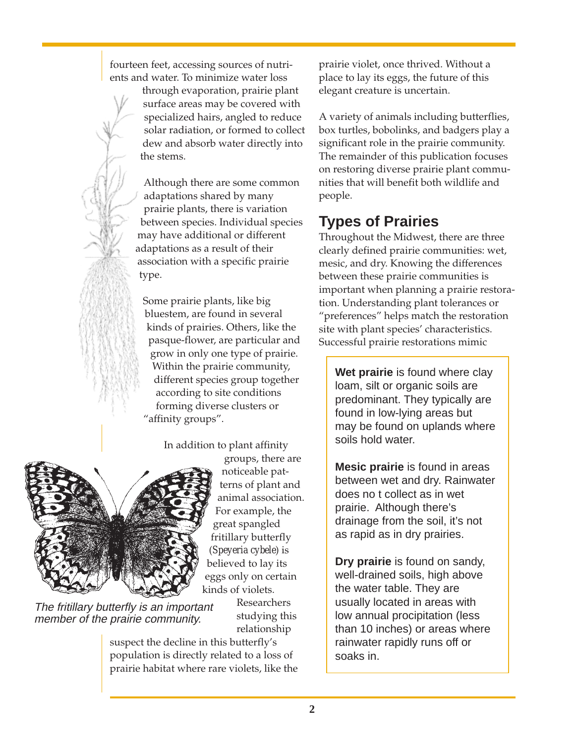fourteen feet, accessing sources of nutrients and water. To minimize water loss through evaporation, prairie plant surface areas may be covered with specialized hairs, angled to reduce solar radiation, or formed to collect dew and absorb water directly into the stems.

Although there are some common adaptations shared by many prairie plants, there is variation between species. Individual species may have additional or different adaptations as a result of their association with a specific prairie type.

Some prairie plants, like big bluestem, are found in several kinds of prairies. Others, like the pasque-flower, are particular and grow in only one type of prairie. Within the prairie community, different species group together according to site conditions forming diverse clusters or "affinity groups".

In addition to plant affinity groups, there are noticeable patterns of plant and animal association. For example, the great spangled fritillary butterfly (*Speyeria cybele*) is believed to lay its eggs only on certain kinds of violets. Researchers studying this relationship suspect the decline in this butterfly's population is directly related to a loss of prairie habitat where rare violets, like the prairie violet, once thrived. Without a place to lay its eggs, the future of this elegant creature is uncertain.

*The fritillary butterfly is an important member of the prairie community.*

A variety of animals including butterflies, box turtles, bobolinks, and badgers play a significant role in the prairie community. The remainder of this publication focuses on restoring diverse prairie plant communities that will benefit both wildlife and people.

## Types of Prairies

Throughout the Midwest, there are three clearly defined prairie communities: wet, mesic, and dry. Knowing the differences between these prairie communities is important when planning a prairie restoration. Understanding plant tolerances or "preferences" helps match the restoration site with plant species' characteristics. Successful prairie restorations mimic

**Wet prairie** is found where clay loam, silt or organic soils are predominant. They typically are found in low-lying areas but may be found on uplands where soils hold water.

**Mesic prairie** is found in areas between wet and dry. Rainwater does no t collect as in wet prairie. Although there's drainage from the soil, it's not as rapid as in dry prairies.

**Dry prairie** is found on sandy, well-drained soils, high above the water table. They are usually located in areas with low annual procipitation (less than 10 inches) or areas where rainwater rapidly runs off or soaks in.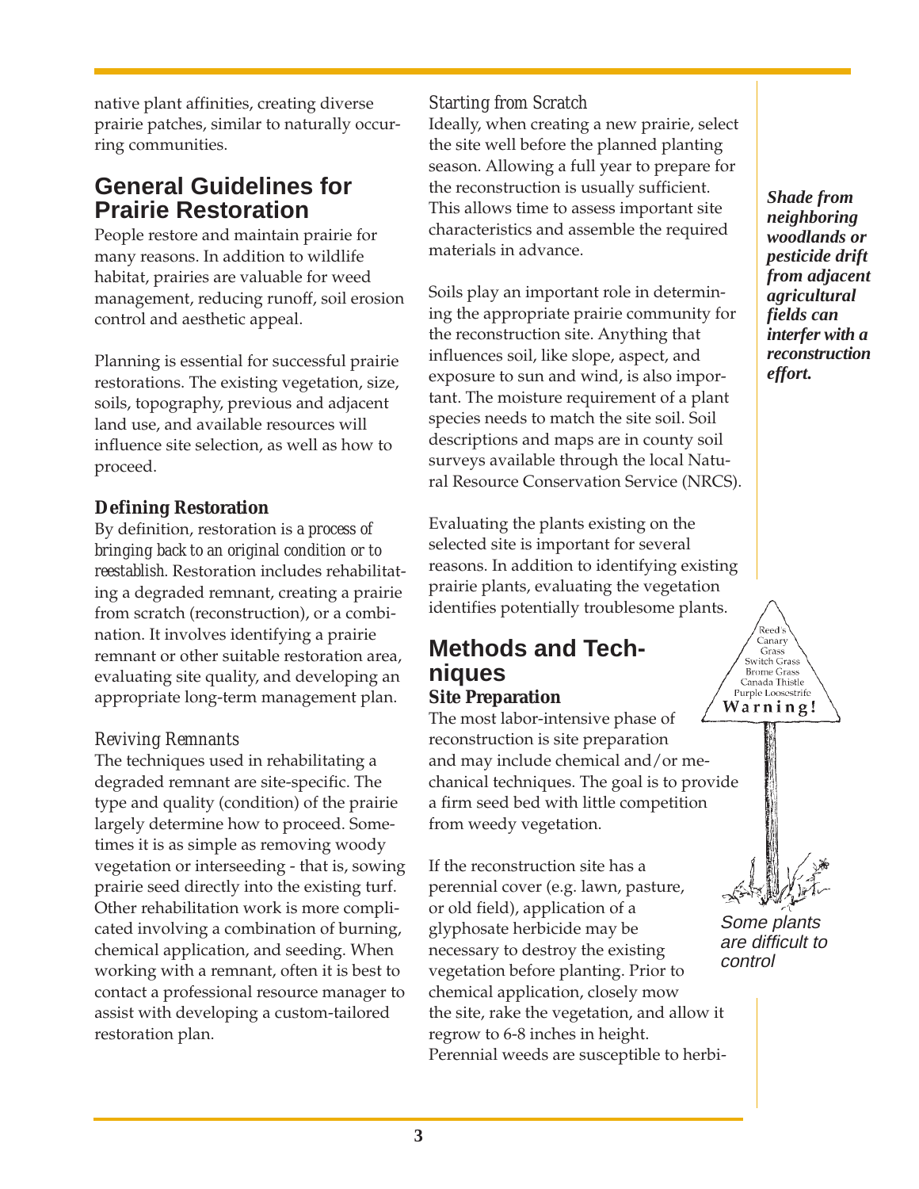native plant affinities, creating diverse prairie patches, similar to naturally occurring communities.

## General Guidelines for Prairie Restoration

People restore and maintain prairie for many reasons. In addition to wildlife habitat, prairies are valuable for weed management, reducing runoff, soil erosion control and aesthetic appeal.

Planning is essential for successful prairie restorations. The existing vegetation, size, soils, topography, previous and adjacent land use, and available resources will influence site selection, as well as how to proceed.

### Defining Restoration

By definition, restoration is *a process of bringing back to an original condition or to reestablish.* Restoration includes rehabilitating a degraded remnant, creating a prairie from scratch (reconstruction), or a combination. It involves identifying a prairie remnant or other suitable restoration area, evaluating site quality, and developing an appropriate long-term management plan.

*Reviving Remnants*

The techniques used in rehabilitating a degraded remnant are site-specific. The type and quality (condition) of the prairie largely determine how to proceed. Sometimes it is as simple as removing woody vegetation or interseeding - that is, sowing prairie seed directly into the existing turf. Other rehabilitation work is more complicated involving a combination of burning, chemical application, and seeding. When working with a remnant, often it is best to contact a professional resource manager to assist with developing a custom-tailored restoration plan.

*Starting from Scratch*

Ideally, when creating a new prairie, select the site well before the planned planting season. Allowing a full year to prepare for the reconstruction is usually sufficient. This allows time to assess important site characteristics and assemble the required materials in advance.

Soils play an important role in determining the appropriate prairie community for the reconstruction site. Anything that influences soil, like slope, aspect, and exposure to sun and wind, is also important. The moisture requirement of a plant species needs to match the site soil. Soil descriptions and maps are in county soil surveys available through the local Natural Resource Conservation Service (NRCS).

Evaluating the plants existing on the selected site is important for several reasons. In addition to identifying existing prairie plants, evaluating the vegetation identifies potentially troublesome plants.

***Shade from neighboring woodlands or pesticide drift from adjacent agricultural fields can interfer with a reconstruction effort.***

## Methods and Techniques

### Site Preparation

The most labor-intensive phase of reconstruction is site preparation and may include chemical and/or mechanical techniques. The goal is to provide a firm seed bed with little competition from weedy vegetation.

If the reconstruction site has a perennial cover (e.g. lawn, pasture, or old field), application of a glyphosate herbicide may be necessary to destroy the existing vegetation before planting. Prior to chemical application, closely mow the site, rake the vegetation, and allow it regrow to 6-8 inches in height. Perennial weeds are susceptible to herbi-

Reed's Canary Grass
Switch Grass
Brome Grass
Canada Thistle
Purple Loosestrife
Warning!

*Some plants are difficult to control*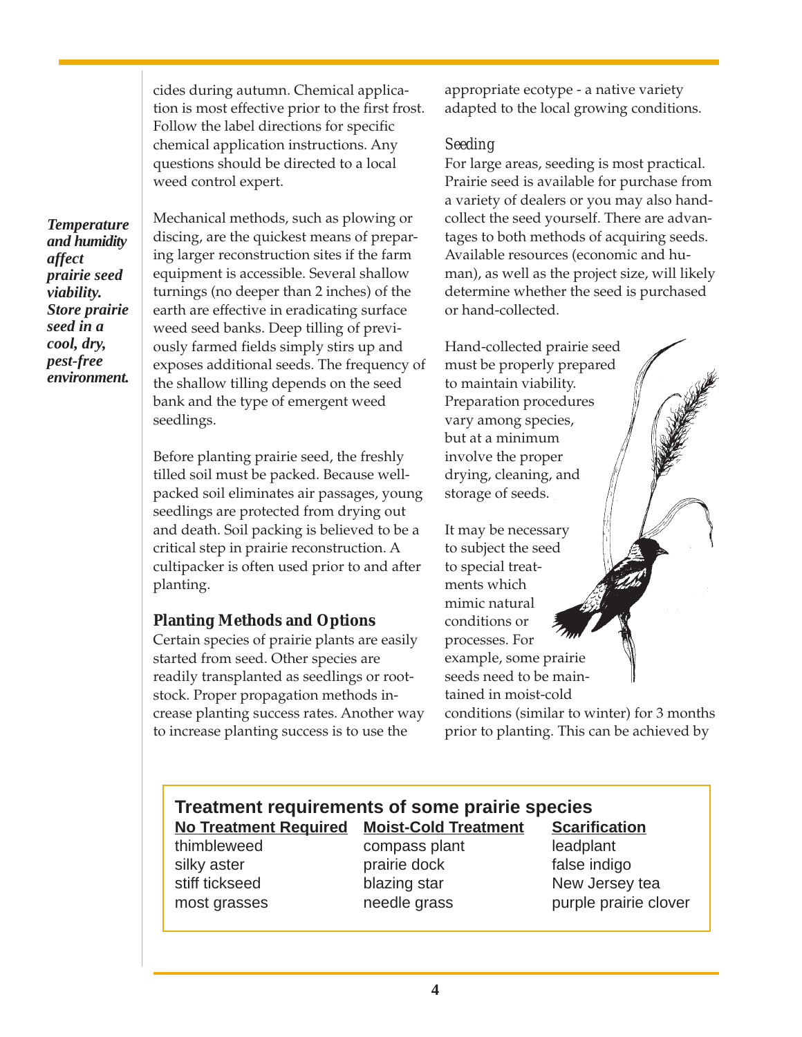cides during autumn. Chemical application is most effective prior to the first frost. Follow the label directions for specific chemical application instructions. Any questions should be directed to a local weed control expert.

***Temperature and humidity affect prairie seed viability. Store prairie seed in a cool, dry, pest-free environment.***

Mechanical methods, such as plowing or discing, are the quickest means of preparing larger reconstruction sites if the farm equipment is accessible. Several shallow turnings (no deeper than 2 inches) of the earth are effective in eradicating surface weed seed banks. Deep tilling of previously farmed fields simply stirs up and exposes additional seeds. The frequency of the shallow tilling depends on the seed bank and the type of emergent weed seedlings.

Before planting prairie seed, the freshly tilled soil must be packed. Because well-packed soil eliminates air passages, young seedlings are protected from drying out and death. Soil packing is believed to be a critical step in prairie reconstruction. A cultipacker is often used prior to and after planting.

## Planting Methods and Options

Certain species of prairie plants are easily started from seed. Other species are readily transplanted as seedlings or rootstock. Proper propagation methods increase planting success rates. Another way to increase planting success is to use the appropriate ecotype - a native variety adapted to the local growing conditions.

### *Seeding*

For large areas, seeding is most practical. Prairie seed is available for purchase from a variety of dealers or you may also hand-collect the seed yourself. There are advantages to both methods of acquiring seeds. Available resources (economic and human), as well as the project size, will likely determine whether the seed is purchased or hand-collected.

Hand-collected prairie seed must be properly prepared to maintain viability. Preparation procedures vary among species, but at a minimum involve the proper drying, cleaning, and storage of seeds.

It may be necessary to subject the seed to special treatments which mimic natural conditions or processes. For example, some prairie seeds need to be maintained in moist-cold conditions (similar to winter) for 3 months prior to planting. This can be achieved by

**Treatment requirements of some prairie species**

| No Treatment Required | Moist-Cold Treatment | Scarification |
|---|---|---|
| thimbleweed | compass plant | leadplant |
| silky aster | prairie dock | false indigo |
| stiff tickseed | blazing star | New Jersey tea |
| most grasses | needle grass | purple prairie clover |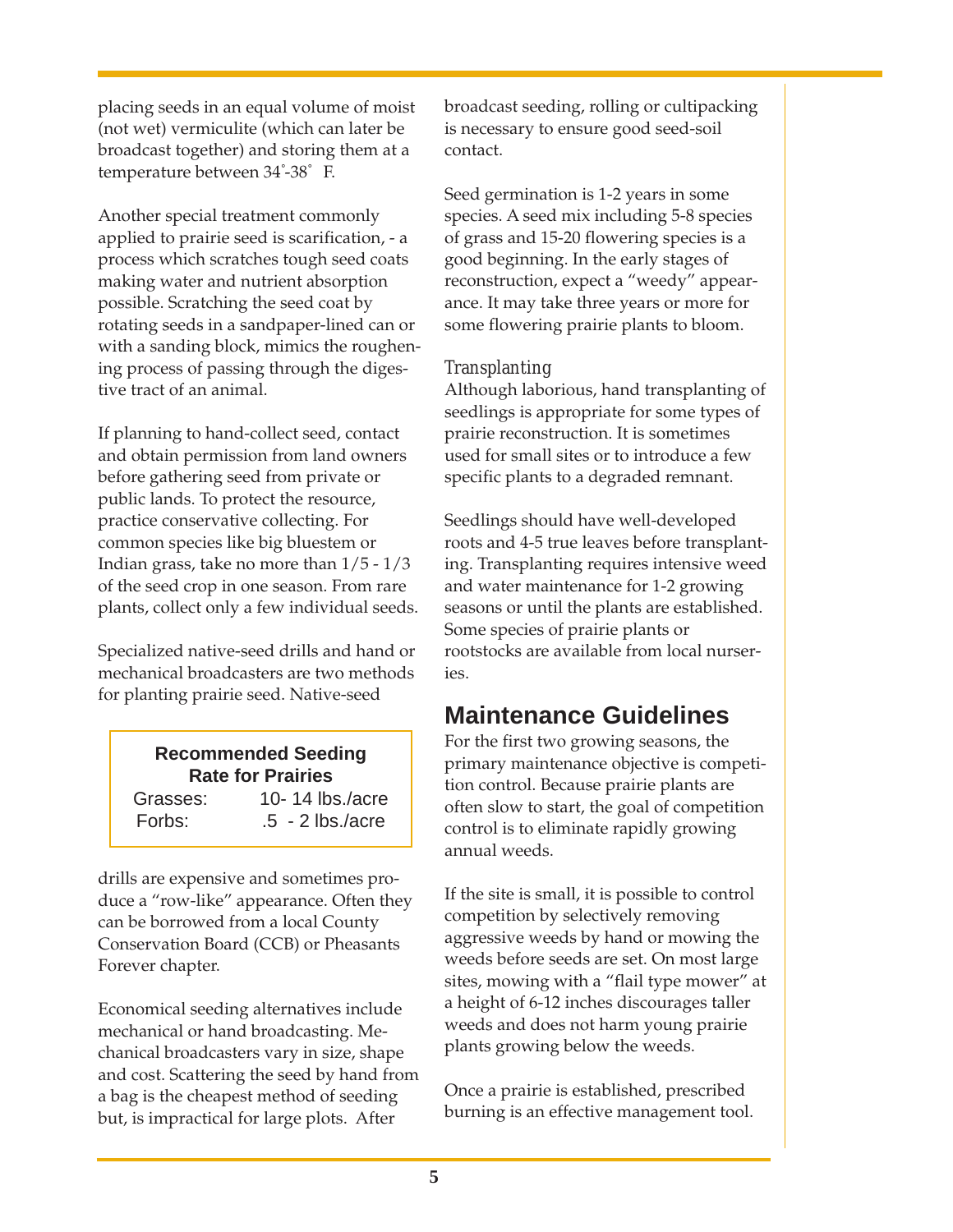placing seeds in an equal volume of moist (not wet) vermiculite (which can later be broadcast together) and storing them at a temperature between 34˚-38˚ F.

Another special treatment commonly applied to prairie seed is scarification, - a process which scratches tough seed coats making water and nutrient absorption possible. Scratching the seed coat by rotating seeds in a sandpaper-lined can or with a sanding block, mimics the roughening process of passing through the digestive tract of an animal.

If planning to hand-collect seed, contact and obtain permission from land owners before gathering seed from private or public lands. To protect the resource, practice conservative collecting. For common species like big bluestem or Indian grass, take no more than 1/5 - 1/3 of the seed crop in one season. From rare plants, collect only a few individual seeds.

Specialized native-seed drills and hand or mechanical broadcasters are two methods for planting prairie seed. Native-seed drills are expensive and sometimes produce a "row-like" appearance. Often they can be borrowed from a local County Conservation Board (CCB) or Pheasants Forever chapter.

| Recommended Seeding Rate for Prairies | |
|---|---|
| Grasses: | 10- 14 lbs./acre |
| Forbs: | .5 - 2 lbs./acre |

Economical seeding alternatives include mechanical or hand broadcasting. Mechanical broadcasters vary in size, shape and cost. Scattering the seed by hand from a bag is the cheapest method of seeding but, is impractical for large plots. After broadcast seeding, rolling or cultipacking is necessary to ensure good seed-soil contact.

Seed germination is 1-2 years in some species. A seed mix including 5-8 species of grass and 15-20 flowering species is a good beginning. In the early stages of reconstruction, expect a "weedy" appearance. It may take three years or more for some flowering prairie plants to bloom.

### *Transplanting*

Although laborious, hand transplanting of seedlings is appropriate for some types of prairie reconstruction. It is sometimes used for small sites or to introduce a few specific plants to a degraded remnant.

Seedlings should have well-developed roots and 4-5 true leaves before transplanting. Transplanting requires intensive weed and water maintenance for 1-2 growing seasons or until the plants are established. Some species of prairie plants or rootstocks are available from local nurseries.

## Maintenance Guidelines

For the first two growing seasons, the primary maintenance objective is competition control. Because prairie plants are often slow to start, the goal of competition control is to eliminate rapidly growing annual weeds.

If the site is small, it is possible to control competition by selectively removing aggressive weeds by hand or mowing the weeds before seeds are set. On most large sites, mowing with a "flail type mower" at a height of 6-12 inches discourages taller weeds and does not harm young prairie plants growing below the weeds.

Once a prairie is established, prescribed burning is an effective management tool.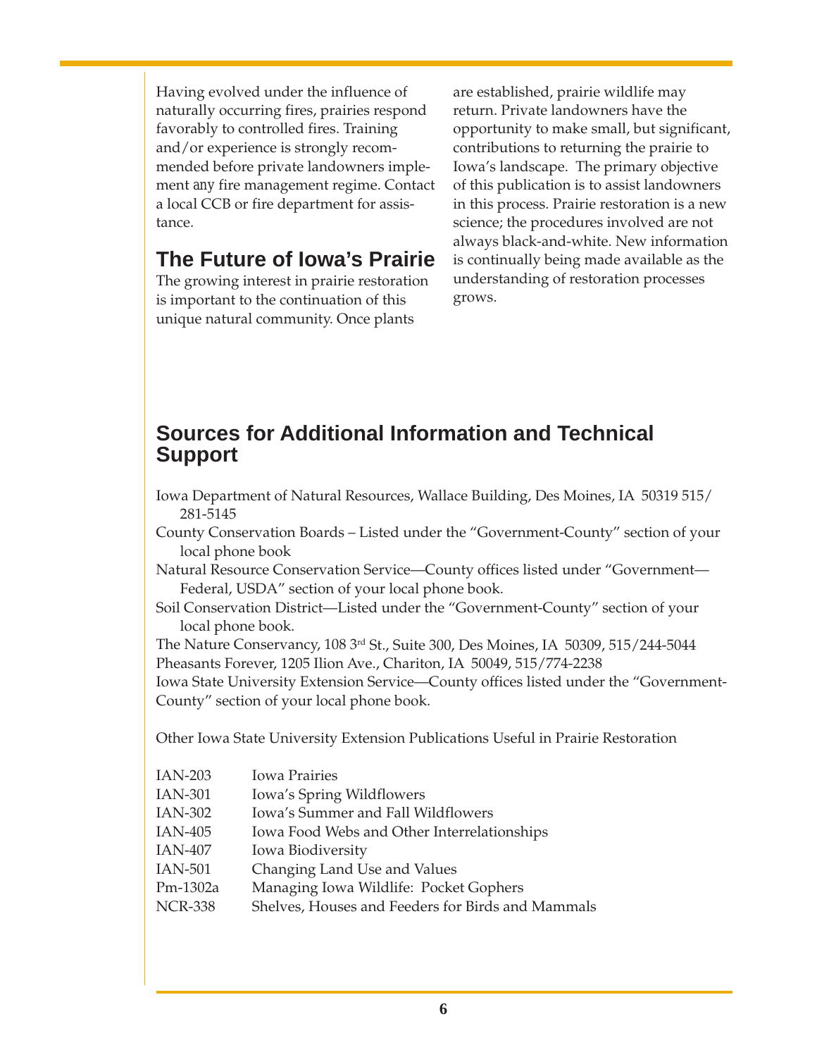Having evolved under the influence of naturally occurring fires, prairies respond favorably to controlled fires. Training and/or experience is strongly recommended before private landowners implement any fire management regime. Contact a local CCB or fire department for assistance.

## The Future of Iowa's Prairie

The growing interest in prairie restoration is important to the continuation of this unique natural community. Once plants are established, prairie wildlife may return. Private landowners have the opportunity to make small, but significant, contributions to returning the prairie to Iowa's landscape. The primary objective of this publication is to assist landowners in this process. Prairie restoration is a new science; the procedures involved are not always black-and-white. New information is continually being made available as the understanding of restoration processes grows.

## Sources for Additional Information and Technical Support

Iowa Department of Natural Resources, Wallace Building, Des Moines, IA 50319 515/281-5145

County Conservation Boards – Listed under the "Government-County" section of your local phone book

Natural Resource Conservation Service—County offices listed under "Government—Federal, USDA" section of your local phone book.

Soil Conservation District—Listed under the "Government-County" section of your local phone book.

The Nature Conservancy, 108 3rd St., Suite 300, Des Moines, IA 50309, 515/244-5044

Pheasants Forever, 1205 Ilion Ave., Chariton, IA 50049, 515/774-2238

Iowa State University Extension Service—County offices listed under the "Government-County" section of your local phone book.

Other Iowa State University Extension Publications Useful in Prairie Restoration

| | |
|---|---|
| IAN-203 | Iowa Prairies |
| IAN-301 | Iowa's Spring Wildflowers |
| IAN-302 | Iowa's Summer and Fall Wildflowers |
| IAN-405 | Iowa Food Webs and Other Interrelationships |
| IAN-407 | Iowa Biodiversity |
| IAN-501 | Changing Land Use and Values |
| Pm-1302a | Managing Iowa Wildlife: Pocket Gophers |
| NCR-338 | Shelves, Houses and Feeders for Birds and Mammals |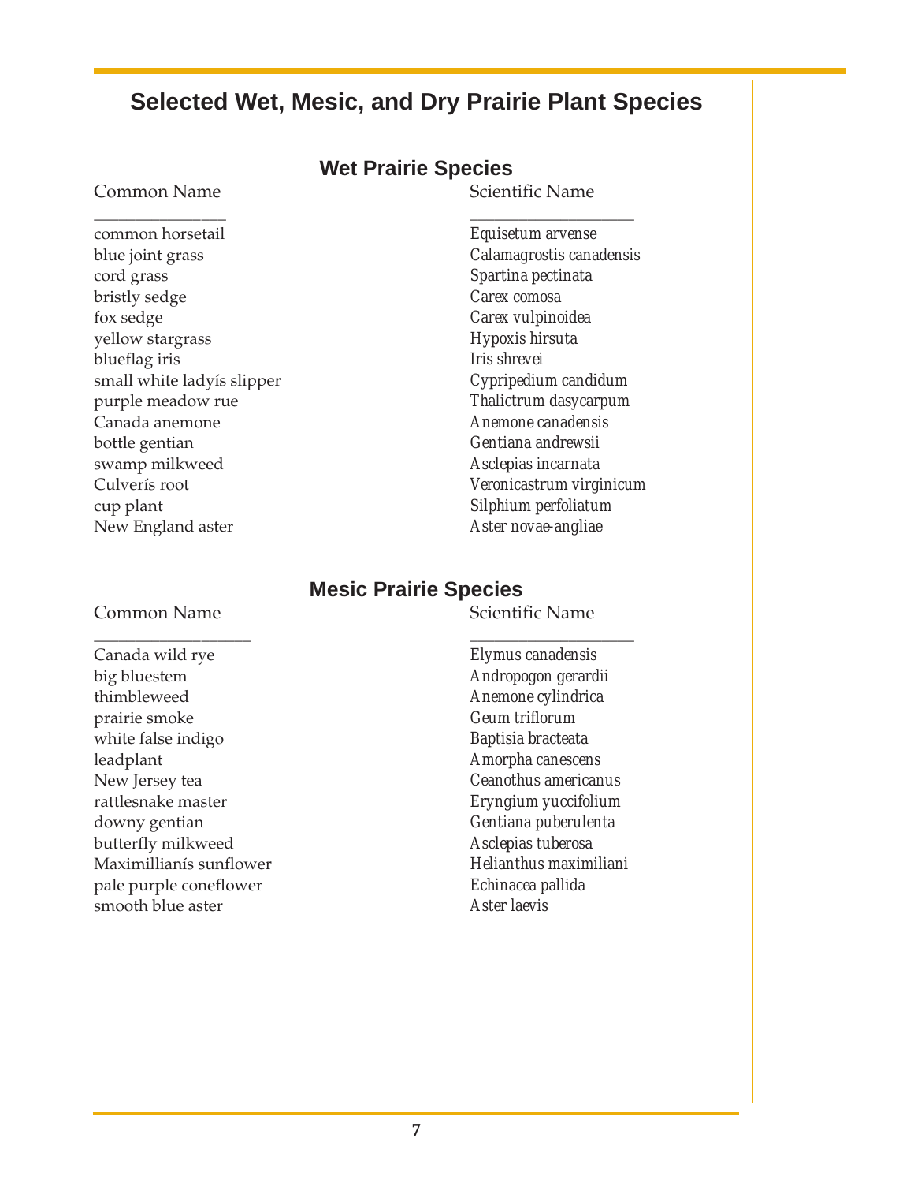# Selected Wet, Mesic, and Dry Prairie Plant Species

## Wet Prairie Species

| Common Name | Scientific Name |
|---|---|
| common horsetail | *Equisetum arvense* |
| blue joint grass | *Calamagrostis canadensis* |
| cord grass | *Spartina pectinata* |
| bristly sedge | *Carex comosa* |
| fox sedge | *Carex vulpinoidea* |
| yellow stargrass | *Hypoxis hirsuta* |
| blueflag iris | *Iris shrevei* |
| small white ladyís slipper | *Cypripedium candidum* |
| purple meadow rue | *Thalictrum dasycarpum* |
| Canada anemone | *Anemone canadensis* |
| bottle gentian | *Gentiana andrewsii* |
| swamp milkweed | *Asclepias incarnata* |
| Culverís root | *Veronicastrum virginicum* |
| cup plant | *Silphium perfoliatum* |
| New England aster | *Aster novae-angliae* |

## Mesic Prairie Species

| Common Name | Scientific Name |
|---|---|
| Canada wild rye | *Elymus canadensis* |
| big bluestem | *Andropogon gerardii* |
| thimbleweed | *Anemone cylindrica* |
| prairie smoke | *Geum triflorum* |
| white false indigo | *Baptisia bracteata* |
| leadplant | *Amorpha canescens* |
| New Jersey tea | *Ceanothus americanus* |
| rattlesnake master | *Eryngium yuccifolium* |
| downy gentian | *Gentiana puberulenta* |
| butterfly milkweed | *Asclepias tuberosa* |
| Maximillianís sunflower | *Helianthus maximiliani* |
| pale purple coneflower | *Echinacea pallida* |
| smooth blue aster | *Aster laevis* |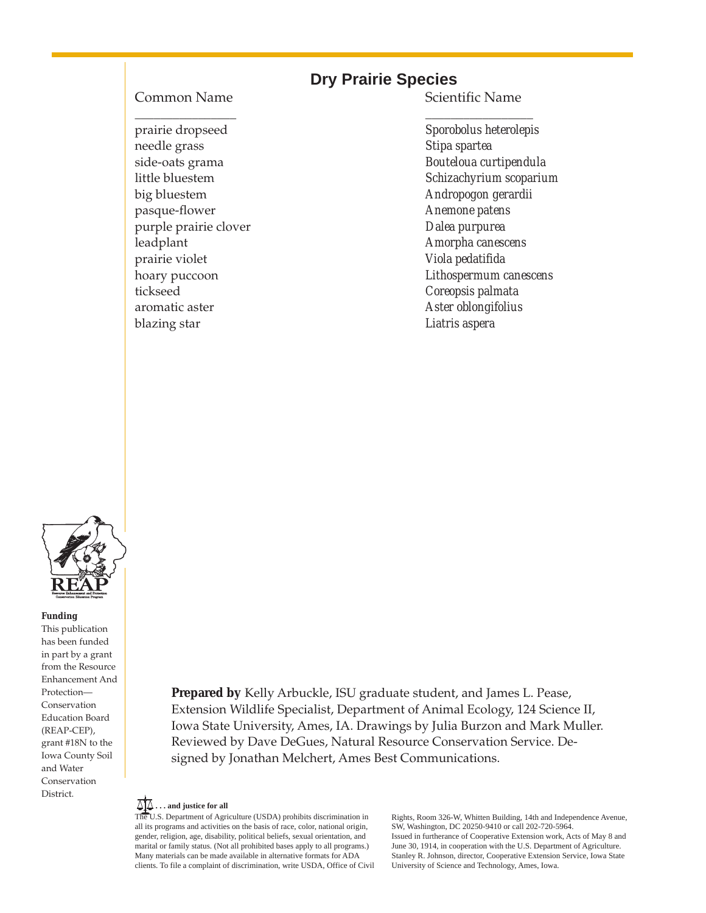## Dry Prairie Species

| Common Name | Scientific Name |
|---|---|
| prairie dropseed | *Sporobolus heterolepis* |
| needle grass | *Stipa spartea* |
| side-oats grama | *Bouteloua curtipendula* |
| little bluestem | *Schizachyrium scoparium* |
| big bluestem | *Andropogon gerardii* |
| pasque-flower | *Anemone patens* |
| purple prairie clover | *Dalea purpurea* |
| leadplant | *Amorpha canescens* |
| prairie violet | *Viola pedatifida* |
| hoary puccoon | *Lithospermum canescens* |
| tickseed | *Coreopsis palmata* |
| aromatic aster | *Aster oblongifolius* |
| blazing star | *Liatris aspera* |

REAP

Resource Enhancement and Protection Conservation Education Program

**Funding**
This publication has been funded in part by a grant from the Resource Enhancement And Protection—Conservation Education Board (REAP-CEP), grant #18N to the Iowa County Soil and Water Conservation District.

**Prepared by** Kelly Arbuckle, ISU graduate student, and James L. Pease, Extension Wildlife Specialist, Department of Animal Ecology, 124 Science II, Iowa State University, Ames, IA. Drawings by Julia Burzon and Mark Muller. Reviewed by Dave DeGues, Natural Resource Conservation Service. Designed by Jonathan Melchert, Ames Best Communications.

**. . . and justice for all**
The U.S. Department of Agriculture (USDA) prohibits discrimination in all its programs and activities on the basis of race, color, national origin, gender, religion, age, disability, political beliefs, sexual orientation, and marital or family status. (Not all prohibited bases apply to all programs.) Many materials can be made available in alternative formats for ADA clients. To file a complaint of discrimination, write USDA, Office of Civil Rights, Room 326-W, Whitten Building, 14th and Independence Avenue, SW, Washington, DC 20250-9410 or call 202-720-5964.
Issued in furtherance of Cooperative Extension work, Acts of May 8 and June 30, 1914, in cooperation with the U.S. Department of Agriculture. Stanley R. Johnson, director, Cooperative Extension Service, Iowa State University of Science and Technology, Ames, Iowa.